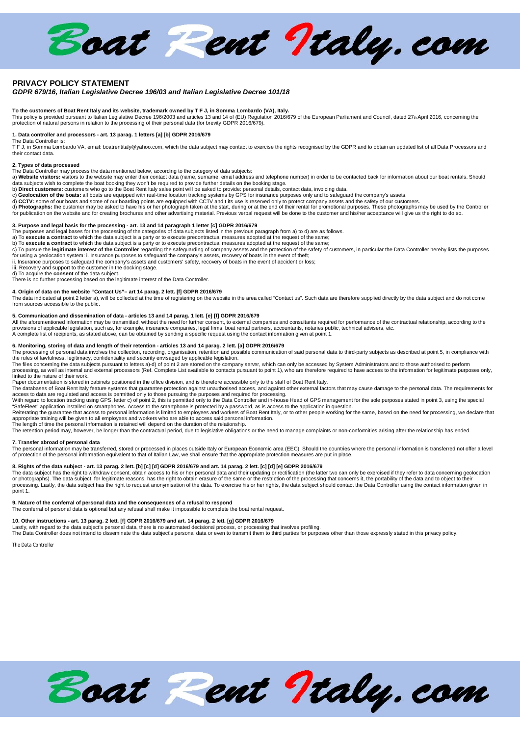# Boat Rent Italy.com

## PRIVACY POLICY STATEMENT

### *GDPR 679/16, Italian Legislative Decree 196/03 and Italian Legislative Decree 101/18*

**To the customers of Boat Rent Italy and its website, trademark owned by T F J, in Somma Lombardo (VA), Italy.**
This policy is provided pursuant to Italian Legislative Decree 196/2003 and articles 13 and 14 of (EU) Regulation 2016/679 of the European Parliament and Council, dated 27th April 2016, concerning the protection of natural persons in relation to the processing of their personal data (for brevity GDPR 2016/679).

**1. Data controller and processors - art. 13 parag. 1 letters [a] [b] GDPR 2016/679**
The Data Controller is:
T F J, in Somma Lombardo VA, email: boatrentitaly@yahoo.com, which the data subject may contact to exercise the rights recognised by the GDPR and to obtain an updated list of all Data Processors and their contact data.

**2. Types of data processed**
The Data Controller may process the data mentioned below, according to the category of data subjects:
a) **Website visitors:** visitors to the website may enter their contact data (name, surname, email address and telephone number) in order to be contacted back for information about our boat rentals. Should data subjects wish to complete the boat booking they won't be required to provide further details on the booking stage.
b) **Direct customers:** customers who go to the Boat Rent Italy sales point will be asked to provide: personal details, contact data, invoicing data.
c) **Geolocation of the boats:** all boats are equipped with real-time location tracking systems by GPS for insurance purposes only and to safeguard the company's assets.
d) **CCTV:** some of our boats and some of our boarding points are equipped with CCTV and t its use is reserved only to protect company assets and the safety of our customers.
d) **Photographs:** the customer may be asked to have his or her photograph taken at the start, during or at the end of their rental for promotional purposes. These photographs may be used by the Controller for publication on the website and for creating brochures and other advertising material. Previous verbal request will be done to the customer and his/her acceptance will give us the right to do so.

**3. Purpose and legal basis for the processing - art. 13 and 14 paragraph 1 letter [c] GDPR 2016/679**
The purposes and legal bases for the processing of the categories of data subjects listed in the previous paragraph from a) to d) are as follows.
a) To **execute a contract** to which the data subject is a party or to execute precontractual measures adopted at the request of the same;
b) To **execute a contract** to which the data subject is a party or to execute precontractual measures adopted at the request of the same;
c) To pursue the **legitimate interest of the Controller** regarding the safeguarding of company assets and the protection of the safety of customers, in particular the Data Controller hereby lists the purposes for using a geolocation system: i. Insurance purposes to safeguard the company's assets, recovery of boats in the event of theft;
ii. Insurance purposes to safeguard the company's assets and customers' safety, recovery of boats in the event of accident or loss;
iii. Recovery and support to the customer in the docking stage.
d) To acquire the **consent** of the data subject.
There is no further processing based on the legitimate interest of the Data Controller.

**4. Origin of data on the website "Contact Us"– art 14 parag. 2 lett. [f] GDPR 2016/679**
The data indicated at point 2 letter a), will be collected at the time of registering on the website in the area called "Contact us". Such data are therefore supplied directly by the data subject and do not come from sources accessible to the public.

**5. Communication and dissemination of data - articles 13 and 14 parag. 1 lett. [e] [f] GDPR 2016/679**
All the aforementioned information may be transmitted, without the need for further consent, to external companies and consultants required for performance of the contractual relationship, according to the provisions of applicable legislation, such as, for example, insurance companies, legal firms, boat rental partners, accountants, notaries public, technical advisers, etc.
A complete list of recipients, as stated above, can be obtained by sending a specific request using the contact information given at point 1.

**6. Monitoring, storing of data and length of their retention - articles 13 and 14 parag. 2 lett. [a] GDPR 2016/679**
The processing of personal data involves the collection, recording, organisation, retention and possible communication of said personal data to third-party subjects as described at point 5, in compliance with the rules of lawfulness, legitimacy, confidentiality and security envisaged by applicable legislation.
The files concerning the data subjects pursuant to letters a)-d) of point 2 are stored on the company server, which can only be accessed by System Administrators and to those authorised to perform processing, as well as internal and external processors (Ref. Complete List available to contacts pursuant to point 1), who are therefore required to have access to the information for legitimate purposes only, linked to the nature of their work.
Paper documentation is stored in cabinets positioned in the office division, and is therefore accessible only to the staff of Boat Rent Italy.
The databases of Boat Rent Italy feature systems that guarantee protection against unauthorised access, and against other external factors that may cause damage to the personal data. The requirements for access to data are regulated and access is permitted only to those pursuing the purposes and required for processing.
With regard to location tracking using GPS, letter c) of point 2, this is permitted only to the Data Controller and in-house Head of GPS management for the sole purposes stated in point 3, using the special "SafeFleet" application installed on smartphones. Access to the smartphone is protected by a password, as is access to the application in question.
Reiterating the guarantee that access to personal information is limited to employees and workers of Boat Rent Italy, or to other people working for the same, based on the need for processing, we declare that appropriate training will be given to all employees and workers who are able to access said personal information.
The length of time the personal information is retained will depend on the duration of the relationship.
The retention period may, however, be longer than the contractual period, due to legislative obligations or the need to manage complaints or non-conformities arising after the relationship has ended.

**7. Transfer abroad of personal data**
The personal information may be transferred, stored or processed in places outside Italy or European Economic area (EEC). Should the countries where the personal information is transferred not offer a level of protection of the personal information equivalent to that of Italian Law, we shall ensure that the appropriate protection measures are put in place.

**8. Rights of the data subject - art. 13 parag. 2 lett. [b] [c] [d] GDPR 2016/679 and art. 14 parag. 2 lett. [c] [d] [e] GDPR 2016/679**
The data subject has the right to withdraw consent, obtain access to his or her personal data and their updating or rectification (the latter two can only be exercised if they refer to data concerning geolocation or photographs). The data subject, for legitimate reasons, has the right to obtain erasure of the same or the restriction of the processing that concerns it, the portability of the data and to object to their processing. Lastly, the data subject has the right to request anonymisation of the data. To exercise his or her rights, the data subject should contact the Data Controller using the contact information given in point 1.

**9. Nature of the conferral of personal data and the consequences of a refusal to respond**
The conferral of personal data is optional but any refusal shall make it impossible to complete the boat rental request.

**10. Other instructions - art. 13 parag. 2 lett. [f] GDPR 2016/679 and art. 14 parag. 2 lett. [g] GDPR 2016/679**
Lastly, with regard to the data subject's personal data, there is no automated decisional process, or processing that involves profiling.
The Data Controller does not intend to disseminate the data subject's personal data or even to transmit them to third parties for purposes other than those expressly stated in this privacy policy.

The Data Controller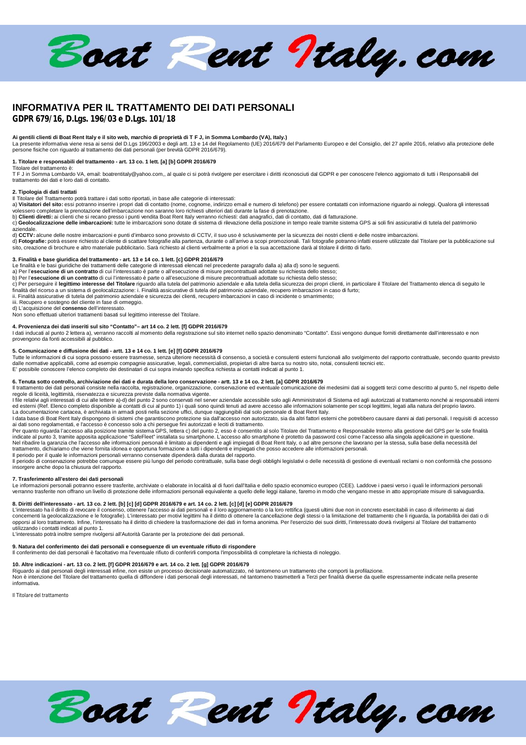# INFORMATIVA PER IL TRATTAMENTO DEI DATI PERSONALI

**GDPR 679/16, D.Lgs. 196/03 e D.Lgs. 101/18**

**Ai gentili clienti di Boat Rent Italy e il sito web, marchio di proprietà di T F J, in Somma Lombardo (VA), Italy.)**
La presente informativa viene resa ai sensi del D.Lgs 196/2003 e degli artt. 13 e 14 del Regolamento (UE) 2016/679 del Parlamento Europeo e del Consiglio, del 27 aprile 2016, relativo alla protezione delle persone fisiche con riguardo al trattamento dei dati personali (per brevità GDPR 2016/679).

**1. Titolare e responsabili del trattamento - art. 13 co. 1 lett. [a] [b] GDPR 2016/679**
Titolare del trattamento è:
T F J in Somma Lombardo VA, email: boatrentitaly@yahoo.com,, al quale ci si potrà rivolgere per esercitare i diritti riconosciuti dal GDPR e per conoscere l'elenco aggiornato di tutti i Responsabili del trattamento dei dati e loro dati di contatto.

**2. Tipologia di dati trattati**
Il Titolare del Trattamento potrà trattare i dati sotto riportati, in base alle categorie di interessati:
a) **Visitatori del sito:** essi potranno inserire i propri dati di contatto (nome, cognome, indirizzo email e numero di telefono) per essere contattati con informazione riguardo ai noleggi. Qualora gli interessati volessero completare la prenotazione dell'imbarcazione non saranno loro richiesti ulteriori dati durante la fase di prenotazione.
b) **Clienti diretti:** ai clienti che si recano presso i punti vendita Boat Rent Italy verranno richiesti: dati anagrafici, dati di contatto, dati di fatturazione.
c) **Geolocalizzazione delle imbarcazioni:** tutte le imbarcazioni sono dotate di sistema di rilevazione della posizione in tempo reale tramite sistema GPS ai soli fini assicurativi di tutela del patrimonio aziendale.
d) **CCTV:** alcune delle nostre imbarcazioni e punti d'imbarco sono provvisto di CCTV, il suo uso è sclusivamente per la sicurezza dei nostri clienti e delle nostre imbarcazioni.
d) **Fotografie:** potrà essere richiesto al cliente di scattare fotografie alla partenza, durante o all'arrivo a scopi promozionali. Tali fotografie potranno infatti essere utilizzate dal Titolare per la pubblicazione sul sito, creazione di brochure e altro materiale pubblicitario. Sarà richiesto al clienti verbalmente a priori e la sua accettazione darà al titolare il diritto di farlo.

**3. Finalità e base giuridica del trattamento - art. 13 e 14 co. 1 lett. [c] GDPR 2016/679**
Le finalità e le basi giuridiche dei trattamenti delle categorie di interessati elencati nel precedente paragrafo dalla a) alla d) sono le seguenti.
a) Per l'**esecuzione di un contratto** di cui l'interessato è parte o all'esecuzione di misure precontrattuali adottate su richiesta dello stesso;
b) Per l'**esecuzione di un contratto** di cui l'interessato è parte o all'esecuzione di misure precontrattuali adottate su richiesta dello stesso;
c) Per perseguire il **legittimo interesse del Titolare** riguardo alla tutela del patrimonio aziendale e alla tutela della sicurezza dei propri clienti, in particolare il Titolare del Trattamento elenca di seguito le finalità del ricorso a un sistema di geolocalizzazione: i. Finalità assicurative di tutela del patrimonio aziendale, recupero imbarcazioni in caso di furto;
ii. Finalità assicurative di tutela del patrimonio aziendale e sicurezza dei clienti, recupero imbarcazioni in caso di incidente o smarrimento;
iii. Recupero e sostegno del cliente in fase di ormeggio.
d) L'acquisizione del **consenso** dell'interessato.
Non sono effettuati ulteriori trattamenti basati sul legittimo interesse del Titolare.

**4. Provenienza dei dati inseriti sul sito "Contatto"– art 14 co. 2 lett. [f] GDPR 2016/679**
I dati inducati al punto 2 lettera a), verranno raccolti al momento della registrazione sul sito internet nello spazio denominato "Contatto". Essi vengono dunque forniti direttamente dall'interessato e non provengono da fonti accessibili al pubblico.

**5. Comunicazione e diffusione dei dati - artt. 13 e 14 co. 1 lett. [e] [f] GDPR 2016/679**
Tutte le informazioni di cui sopra possono essere trasmesse, senza ulteriore necessità di consenso, a società e consulenti esterni funzionali allo svolgimento del rapporto contrattuale, secondo quanto previsto dalle normative applicabili, come ad esempio compagnie assicurative, legali, commercialisti, propietari di altre barca su nostro sito, notai, consulenti tecnici etc.
E' possibile conoscere l'elenco completo dei destinatari di cui sopra inviando specifica richiesta ai contatti indicati al punto 1.

**6. Tenuta sotto controllo, archiviazione dei dati e durata della loro conservazione - artt. 13 e 14 co. 2 lett. [a] GDPR 2016/679**
Il trattamento dei dati personali consiste nella raccolta, registrazione, organizzazione, conservazione ed eventuale comunicazione dei medesimi dati ai soggetti terzi come descritto al punto 5, nel rispetto delle regole di liceità, legittimità, riservatezza e sicurezza previste dalla normativa vigente.
I file relativi agli interessati di cui alle lettere a)-d) del punto 2 sono conservati nel server aziendale accessibile solo agli Amministratori di Sistema ed agli autorizzati al trattamento nonché ai responsabili interni ed esterni (Ref. Elenco completo disponibile ai contatti di cui al punto 1) i quali sono quindi tenuti ad avere accesso alle informazioni solamente per scopi legittimi, legati alla natura del proprio lavoro.
La documentazione cartacea, è archiviata in armadi posti nella sezione uffici, dunque raggiungibili dal solo personale di Boat Rent Italy.
I data base di Boat Rent Italy dispongono di sistemi che garantiscono protezione sia dall'accesso non autorizzato, sia da altri fattori esterni che potrebbero causare danni ai dati personali. I requisiti di accesso ai dati sono regolamentati, e l'accesso è concesso solo a chi persegue fini autorizzati e leciti di trattamento.
Per quanto riguarda l'accesso alla posizione tramite sistema GPS, lettera c) del punto 2, esso è consentito al solo Titolare del Trattamento e Responsabile Interno alla gestione del GPS per le sole finalità indicate al punto 3, tramite apposita applicazione "SafeFleet" installata su smartphone. L'accesso allo smartphone è protetto da password così come l'accesso alla singola applicazione in questione.
Nel ribadire la garanzia che l'accesso alle informazioni personali è limitato ai dipendenti e agli impiegati di Boat Rent Italy, o ad altre persone che lavorano per la stessa, sulla base della necessità del trattamento, dichiariamo che viene fornita idonea e opportuna formazione a tutti i dipendenti e impiegati che posso accedere alle informazioni personali.
Il periodo per il quale le informazioni personali verranno conservate dipenderà dalla durata del rapporto.
Il periodo di conservazione potrebbe comunque essere più lungo del periodo contrattuale, sulla base degli obblighi legislativi o delle necessità di gestione di eventuali reclami o non conformità che possono insorgere anche dopo la chiusura del rapporto.

**7. Trasferimento all'estero dei dati personali**
Le informazioni personali potranno essere trasferite, archiviate o elaborate in località al di fuori dall'Italia e dello spazio economico europeo (CEE). Laddove i paesi verso i quali le informazioni personali verranno trasferite non offrano un livello di protezione delle informazioni personali equivalente a quello delle leggi italiane, faremo in modo che vengano messe in atto appropriate misure di salvaguardia.

**8. Diritti dell'interessato - art. 13 co. 2 lett. [b] [c] [d] GDPR 2016/679 e art. 14 co. 2 lett. [c] [d] [e] GDPR 2016/679**
L'interessato ha il diritto di revocare il consenso, ottenere l'accesso ai dati personali e il loro aggiornamento o la loro rettifica (questi ultimi due non in concreto esercitabili in caso di riferimento ai dati concernenti la geolocalizzazione e le fotografie). L'interessato per motivi legittimi ha il diritto di ottenere la cancellazione degli stessi o la limitazione del trattamento che li riguarda, la portabilità dei dati o di opporsi al loro trattamento. Infine, l'interessato ha il diritto di chiedere la trasformazione dei dati in forma anonima. Per l'esercizio dei suoi diritti, l'interessato dovrà rivolgersi al Titolare del trattamento utilizzando i contatti indicati al punto 1.
L'interessato potrà inoltre sempre rivolgersi all'Autorità Garante per la protezione dei dati personali.

**9. Natura del conferimento dei dati personali e conseguenze di un eventuale rifiuto di rispondere**
Il conferimento dei dati personali è facoltativo ma l'eventuale rifiuto di conferirli comporta l'impossibilità di completare la richiesta di noleggio.

**10. Altre indicazioni - art. 13 co. 2 lett. [f] GDPR 2016/679 e art. 14 co. 2 lett. [g] GDPR 2016/679**
Riguardo ai dati personali degli interessati infine, non esiste un processo decisionale automatizzato, né tantomeno un trattamento che comporti la profilazione.
Non è intenzione del Titolare del trattamento quella di diffondere i dati personali degli interessati, né tantomeno trasmetterli a Terzi per finalità diverse da quelle espressamente indicate nella presente informativa.

Il Titolare del trattamento